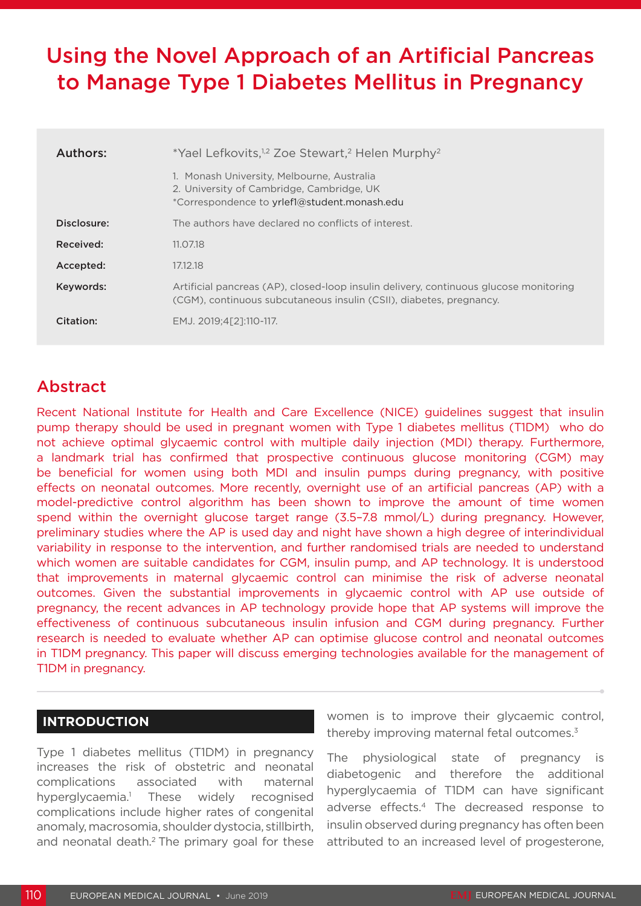# Using the Novel Approach of an Artificial Pancreas to Manage Type 1 Diabetes Mellitus in Pregnancy

| | |
|---|---|
| **Authors:** | *Yael Lefkovits,[1,2] Zoe Stewart,[2] Helen Murphy[2] |
| | 1. Monash University, Melbourne, Australia<br>2. University of Cambridge, Cambridge, UK<br>*Correspondence to yrlef1@student.monash.edu |
| **Disclosure:** | The authors have declared no conflicts of interest. |
| **Received:** | 11.07.18 |
| **Accepted:** | 17.12.18 |
| **Keywords:** | Artificial pancreas (AP), closed-loop insulin delivery, continuous glucose monitoring (CGM), continuous subcutaneous insulin (CSII), diabetes, pregnancy. |
| **Citation:** | EMJ. 2019;4[2]:110-117. |

## Abstract

Recent National Institute for Health and Care Excellence (NICE) guidelines suggest that insulin pump therapy should be used in pregnant women with Type 1 diabetes mellitus (T1DM) who do not achieve optimal glycaemic control with multiple daily injection (MDI) therapy. Furthermore, a landmark trial has confirmed that prospective continuous glucose monitoring (CGM) may be beneficial for women using both MDI and insulin pumps during pregnancy, with positive effects on neonatal outcomes. More recently, overnight use of an artificial pancreas (AP) with a model-predictive control algorithm has been shown to improve the amount of time women spend within the overnight glucose target range (3.5–7.8 mmol/L) during pregnancy. However, preliminary studies where the AP is used day and night have shown a high degree of interindividual variability in response to the intervention, and further randomised trials are needed to understand which women are suitable candidates for CGM, insulin pump, and AP technology. It is understood that improvements in maternal glycaemic control can minimise the risk of adverse neonatal outcomes. Given the substantial improvements in glycaemic control with AP use outside of pregnancy, the recent advances in AP technology provide hope that AP systems will improve the effectiveness of continuous subcutaneous insulin infusion and CGM during pregnancy. Further research is needed to evaluate whether AP can optimise glucose control and neonatal outcomes in T1DM pregnancy. This paper will discuss emerging technologies available for the management of T1DM in pregnancy.

## INTRODUCTION

Type 1 diabetes mellitus (T1DM) in pregnancy increases the risk of obstetric and neonatal complications associated with maternal hyperglycaemia.[1] These widely recognised complications include higher rates of congenital anomaly, macrosomia, shoulder dystocia, stillbirth, and neonatal death.[2] The primary goal for these women is to improve their glycaemic control, thereby improving maternal fetal outcomes.[3]

The physiological state of pregnancy is diabetogenic and therefore the additional hyperglycaemia of T1DM can have significant adverse effects.[4] The decreased response to insulin observed during pregnancy has often been attributed to an increased level of progesterone,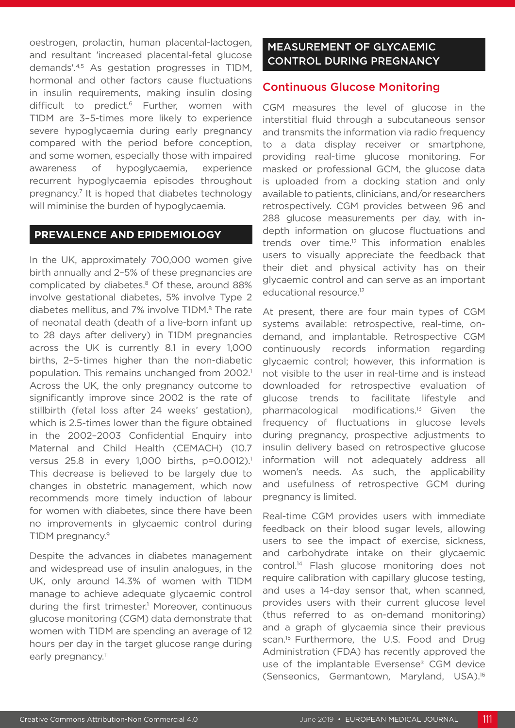oestrogen, prolactin, human placental-lactogen, and resultant 'increased placental-fetal glucose demands'.[4,5] As gestation progresses in T1DM, hormonal and other factors cause fluctuations in insulin requirements, making insulin dosing difficult to predict.[6] Further, women with T1DM are 3–5-times more likely to experience severe hypoglycaemia during early pregnancy compared with the period before conception, and some women, especially those with impaired awareness of hypoglycaemia, experience recurrent hypoglycaemia episodes throughout pregnancy.[7] It is hoped that diabetes technology will miminise the burden of hypoglycaemia.

## PREVALENCE AND EPIDEMIOLOGY

In the UK, approximately 700,000 women give birth annually and 2–5% of these pregnancies are complicated by diabetes.[8] Of these, around 88% involve gestational diabetes, 5% involve Type 2 diabetes mellitus, and 7% involve T1DM.[8] The rate of neonatal death (death of a live-born infant up to 28 days after delivery) in T1DM pregnancies across the UK is currently 8.1 in every 1,000 births, 2–5-times higher than the non-diabetic population. This remains unchanged from 2002.[1] Across the UK, the only pregnancy outcome to significantly improve since 2002 is the rate of stillbirth (fetal loss after 24 weeks' gestation), which is 2.5-times lower than the figure obtained in the 2002–2003 Confidential Enquiry into Maternal and Child Health (CEMACH) (10.7 versus 25.8 in every 1,000 births, $p=0.0012$).[1] This decrease is believed to be largely due to changes in obstetric management, which now recommends more timely induction of labour for women with diabetes, since there have been no improvements in glycaemic control during T1DM pregnancy.[9]

Despite the advances in diabetes management and widespread use of insulin analogues, in the UK, only around 14.3% of women with T1DM manage to achieve adequate glycaemic control during the first trimester.[1] Moreover, continuous glucose monitoring (CGM) data demonstrate that women with T1DM are spending an average of 12 hours per day in the target glucose range during early pregnancy.[11]

## MEASUREMENT OF GLYCAEMIC CONTROL DURING PREGNANCY

### Continuous Glucose Monitoring

CGM measures the level of glucose in the interstitial fluid through a subcutaneous sensor and transmits the information via radio frequency to a data display receiver or smartphone, providing real-time glucose monitoring. For masked or professional GCM, the glucose data is uploaded from a docking station and only available to patients, clinicians, and/or researchers retrospectively. CGM provides between 96 and 288 glucose measurements per day, with in-depth information on glucose fluctuations and trends over time.[12] This information enables users to visually appreciate the feedback that their diet and physical activity has on their glycaemic control and can serve as an important educational resource.[12]

At present, there are four main types of CGM systems available: retrospective, real-time, on-demand, and implantable. Retrospective CGM continuously records information regarding glycaemic control; however, this information is not visible to the user in real-time and is instead downloaded for retrospective evaluation of glucose trends to facilitate lifestyle and pharmacological modifications.[13] Given the frequency of fluctuations in glucose levels during pregnancy, prospective adjustments to insulin delivery based on retrospective glucose information will not adequately address all women's needs. As such, the applicability and usefulness of retrospective GCM during pregnancy is limited.

Real-time CGM provides users with immediate feedback on their blood sugar levels, allowing users to see the impact of exercise, sickness, and carbohydrate intake on their glycaemic control.[14] Flash glucose monitoring does not require calibration with capillary glucose testing, and uses a 14-day sensor that, when scanned, provides users with their current glucose level (thus referred to as on-demand monitoring) and a graph of glycaemia since their previous scan.[15] Furthermore, the U.S. Food and Drug Administration (FDA) has recently approved the use of the implantable Eversense® CGM device (Senseonics, Germantown, Maryland, USA).[16]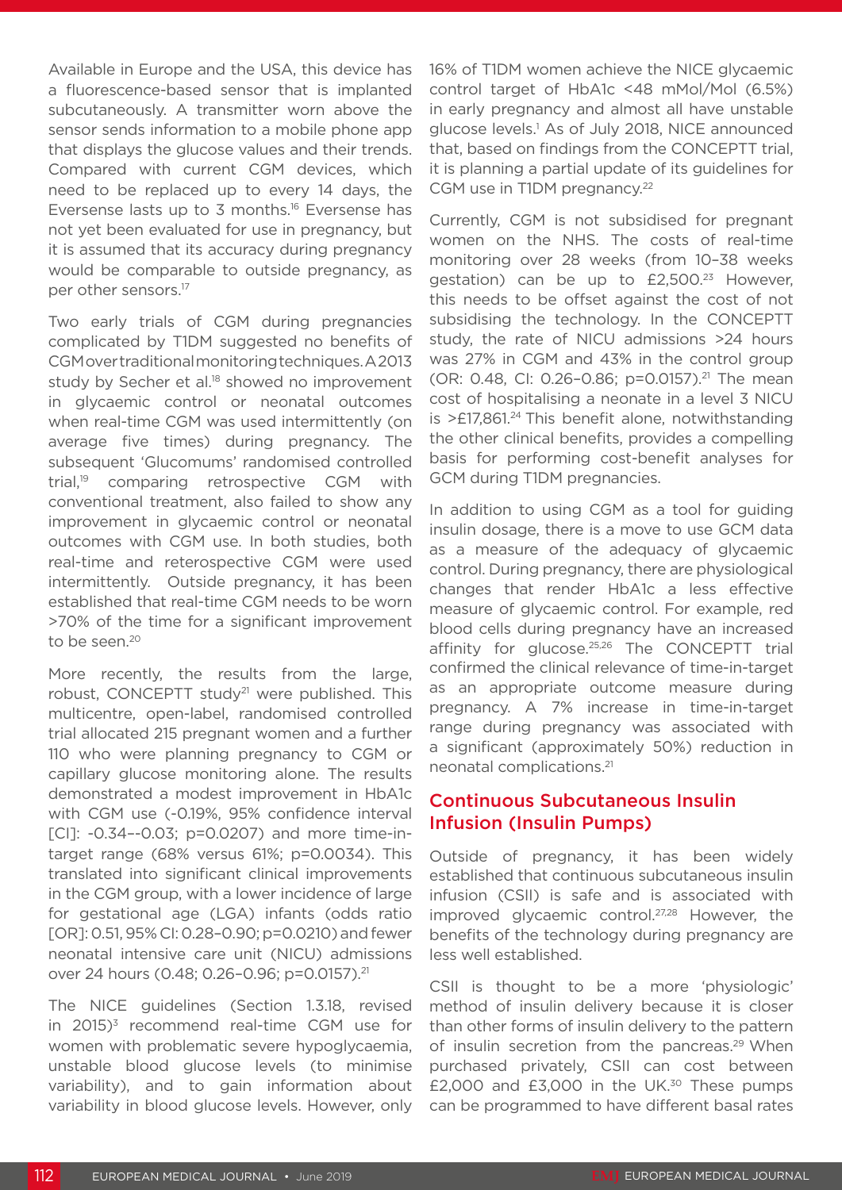Available in Europe and the USA, this device has a fluorescence-based sensor that is implanted subcutaneously. A transmitter worn above the sensor sends information to a mobile phone app that displays the glucose values and their trends. Compared with current CGM devices, which need to be replaced up to every 14 days, the Eversense lasts up to 3 months.[16] Eversense has not yet been evaluated for use in pregnancy, but it is assumed that its accuracy during pregnancy would be comparable to outside pregnancy, as per other sensors.[17]

Two early trials of CGM during pregnancies complicated by T1DM suggested no benefits of CGM over traditional monitoring techniques. A 2013 study by Secher et al.[18] showed no improvement in glycaemic control or neonatal outcomes when real-time CGM was used intermittently (on average five times) during pregnancy. The subsequent 'Glucomums' randomised controlled trial,[19] comparing retrospective CGM with conventional treatment, also failed to show any improvement in glycaemic control or neonatal outcomes with CGM use. In both studies, both real-time and reterospective CGM were used intermittently. Outside pregnancy, it has been established that real-time CGM needs to be worn >70% of the time for a significant improvement to be seen.[20]

More recently, the results from the large, robust, CONCEPTT study[21] were published. This multicentre, open-label, randomised controlled trial allocated 215 pregnant women and a further 110 who were planning pregnancy to CGM or capillary glucose monitoring alone. The results demonstrated a modest improvement in HbA1c with CGM use (-0.19%, 95% confidence interval [CI]: -0.34–-0.03; p=0.0207) and more time-in-target range (68% versus 61%; p=0.0034). This translated into significant clinical improvements in the CGM group, with a lower incidence of large for gestational age (LGA) infants (odds ratio [OR]: 0.51, 95% CI: 0.28–0.90; p=0.0210) and fewer neonatal intensive care unit (NICU) admissions over 24 hours (0.48; 0.26–0.96; p=0.0157).[21]

The NICE guidelines (Section 1.3.18, revised in 2015)[3] recommend real-time CGM use for women with problematic severe hypoglycaemia, unstable blood glucose levels (to minimise variability), and to gain information about variability in blood glucose levels. However, only 16% of T1DM women achieve the NICE glycaemic control target of HbA1c <48 mMol/Mol (6.5%) in early pregnancy and almost all have unstable glucose levels.[1] As of July 2018, NICE announced that, based on findings from the CONCEPTT trial, it is planning a partial update of its guidelines for CGM use in T1DM pregnancy.[22]

Currently, CGM is not subsidised for pregnant women on the NHS. The costs of real-time monitoring over 28 weeks (from 10–38 weeks gestation) can be up to £2,500.[23] However, this needs to be offset against the cost of not subsidising the technology. In the CONCEPTT study, the rate of NICU admissions >24 hours was 27% in CGM and 43% in the control group (OR: 0.48, CI: 0.26–0.86; p=0.0157).[21] The mean cost of hospitalising a neonate in a level 3 NICU is >£17,861.[24] This benefit alone, notwithstanding the other clinical benefits, provides a compelling basis for performing cost-benefit analyses for GCM during T1DM pregnancies.

In addition to using CGM as a tool for guiding insulin dosage, there is a move to use GCM data as a measure of the adequacy of glycaemic control. During pregnancy, there are physiological changes that render HbA1c a less effective measure of glycaemic control. For example, red blood cells during pregnancy have an increased affinity for glucose.[25,26] The CONCEPTT trial confirmed the clinical relevance of time-in-target as an appropriate outcome measure during pregnancy. A 7% increase in time-in-target range during pregnancy was associated with a significant (approximately 50%) reduction in neonatal complications.[21]

## Continuous Subcutaneous Insulin Infusion (Insulin Pumps)

Outside of pregnancy, it has been widely established that continuous subcutaneous insulin infusion (CSII) is safe and is associated with improved glycaemic control.[27,28] However, the benefits of the technology during pregnancy are less well established.

CSII is thought to be a more 'physiologic' method of insulin delivery because it is closer than other forms of insulin delivery to the pattern of insulin secretion from the pancreas.[29] When purchased privately, CSII can cost between £2,000 and £3,000 in the UK.[30] These pumps can be programmed to have different basal rates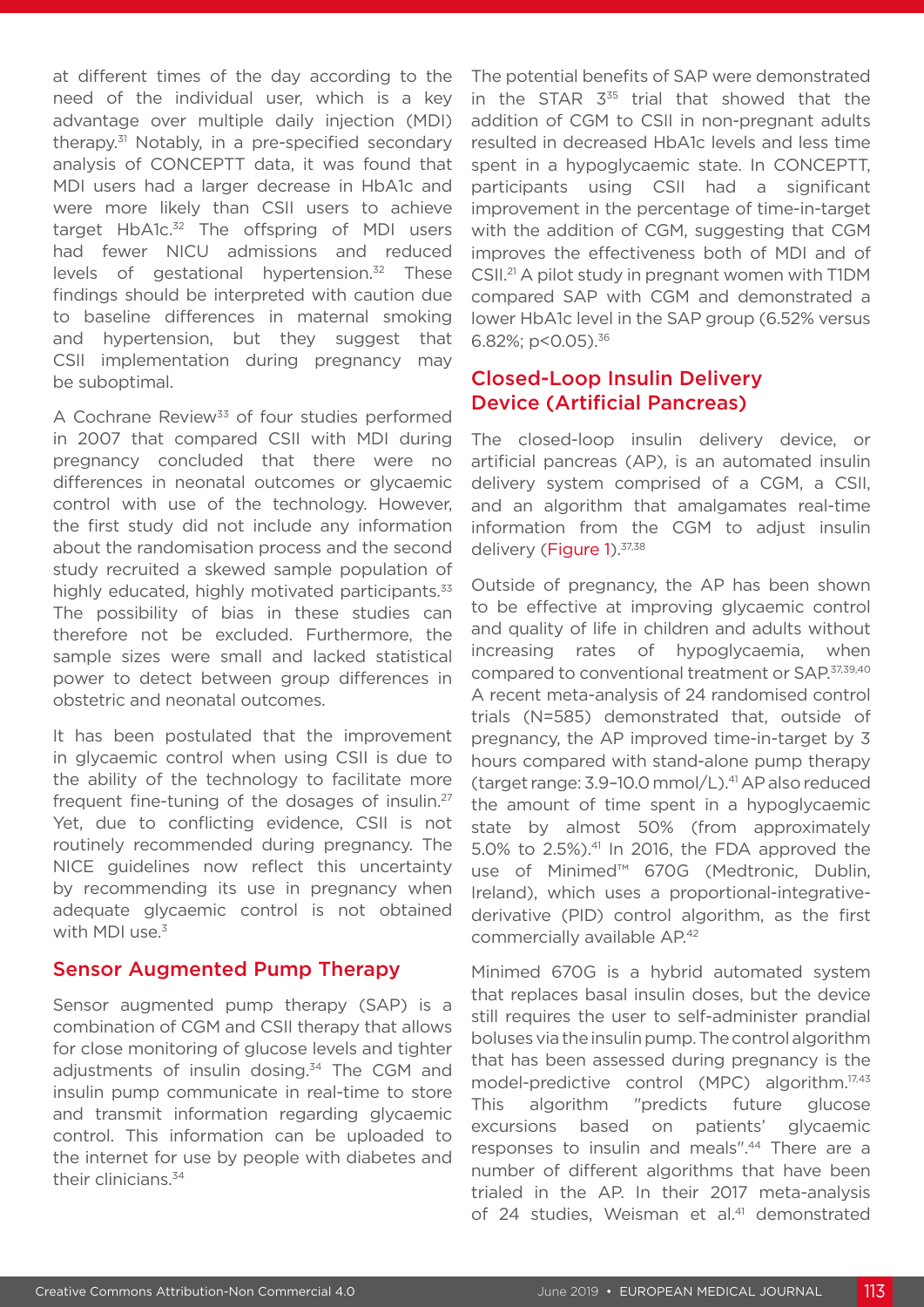at different times of the day according to the need of the individual user, which is a key advantage over multiple daily injection (MDI) therapy.[31] Notably, in a pre-specified secondary analysis of CONCEPTT data, it was found that MDI users had a larger decrease in HbA1c and were more likely than CSII users to achieve target HbA1c.[32] The offspring of MDI users had fewer NICU admissions and reduced levels of gestational hypertension.[32] These findings should be interpreted with caution due to baseline differences in maternal smoking and hypertension, but they suggest that CSII implementation during pregnancy may be suboptimal.

A Cochrane Review[33] of four studies performed in 2007 that compared CSII with MDI during pregnancy concluded that there were no differences in neonatal outcomes or glycaemic control with use of the technology. However, the first study did not include any information about the randomisation process and the second study recruited a skewed sample population of highly educated, highly motivated participants.[33] The possibility of bias in these studies can therefore not be excluded. Furthermore, the sample sizes were small and lacked statistical power to detect between group differences in obstetric and neonatal outcomes.

It has been postulated that the improvement in glycaemic control when using CSII is due to the ability of the technology to facilitate more frequent fine-tuning of the dosages of insulin.[27] Yet, due to conflicting evidence, CSII is not routinely recommended during pregnancy. The NICE guidelines now reflect this uncertainty by recommending its use in pregnancy when adequate glycaemic control is not obtained with MDI use.[3]

## Sensor Augmented Pump Therapy

Sensor augmented pump therapy (SAP) is a combination of CGM and CSII therapy that allows for close monitoring of glucose levels and tighter adjustments of insulin dosing.[34] The CGM and insulin pump communicate in real-time to store and transmit information regarding glycaemic control. This information can be uploaded to the internet for use by people with diabetes and their clinicians.[34]

The potential benefits of SAP were demonstrated in the STAR 3[35] trial that showed that the addition of CGM to CSII in non-pregnant adults resulted in decreased HbA1c levels and less time spent in a hypoglycaemic state. In CONCEPTT, participants using CSII had a significant improvement in the percentage of time-in-target with the addition of CGM, suggesting that CGM improves the effectiveness both of MDI and of CSII.[21] A pilot study in pregnant women with T1DM compared SAP with CGM and demonstrated a lower HbA1c level in the SAP group (6.52% versus 6.82%; $p<0.05$).[36]

## Closed-Loop Insulin Delivery Device (Artificial Pancreas)

The closed-loop insulin delivery device, or artificial pancreas (AP), is an automated insulin delivery system comprised of a CGM, a CSII, and an algorithm that amalgamates real-time information from the CGM to adjust insulin delivery (Figure 1).[37,38]

Outside of pregnancy, the AP has been shown to be effective at improving glycaemic control and quality of life in children and adults without increasing rates of hypoglycaemia, when compared to conventional treatment or SAP.[37,39,40] A recent meta-analysis of 24 randomised control trials (N=585) demonstrated that, outside of pregnancy, the AP improved time-in-target by 3 hours compared with stand-alone pump therapy (target range: 3.9–10.0 mmol/L).[41] AP also reduced the amount of time spent in a hypoglycaemic state by almost 50% (from approximately 5.0% to 2.5%).[41] In 2016, the FDA approved the use of Minimed™ 670G (Medtronic, Dublin, Ireland), which uses a proportional-integrative-derivative (PID) control algorithm, as the first commercially available AP.[42]

Minimed 670G is a hybrid automated system that replaces basal insulin doses, but the device still requires the user to self-administer prandial boluses via the insulin pump. The control algorithm that has been assessed during pregnancy is the model-predictive control (MPC) algorithm.[17,43] This algorithm "predicts future glucose excursions based on patients' glycaemic responses to insulin and meals".[44] There are a number of different algorithms that have been trialed in the AP. In their 2017 meta-analysis of 24 studies, Weisman et al.[41] demonstrated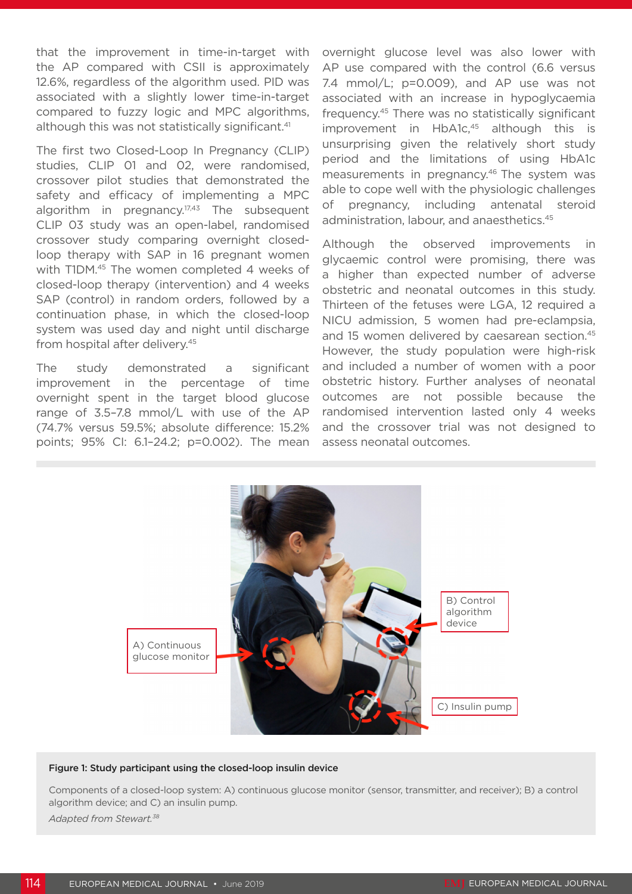that the improvement in time-in-target with the AP compared with CSII is approximately 12.6%, regardless of the algorithm used. PID was associated with a slightly lower time-in-target compared to fuzzy logic and MPC algorithms, although this was not statistically significant.[41]

The first two Closed-Loop In Pregnancy (CLIP) studies, CLIP 01 and 02, were randomised, crossover pilot studies that demonstrated the safety and efficacy of implementing a MPC algorithm in pregnancy.[17,43] The subsequent CLIP 03 study was an open-label, randomised crossover study comparing overnight closed-loop therapy with SAP in 16 pregnant women with T1DM.[45] The women completed 4 weeks of closed-loop therapy (intervention) and 4 weeks SAP (control) in random orders, followed by a continuation phase, in which the closed-loop system was used day and night until discharge from hospital after delivery.[45]

The study demonstrated a significant improvement in the percentage of time overnight spent in the target blood glucose range of 3.5–7.8 mmol/L with use of the AP (74.7% versus 59.5%; absolute difference: 15.2% points; 95% CI: 6.1–24.2; p=0.002). The mean overnight glucose level was also lower with AP use compared with the control (6.6 versus 7.4 mmol/L; p=0.009), and AP use was not associated with an increase in hypoglycaemia frequency.[45] There was no statistically significant improvement in HbA1c,[45] although this is unsurprising given the relatively short study period and the limitations of using HbA1c measurements in pregnancy.[46] The system was able to cope well with the physiologic challenges of pregnancy, including antenatal steroid administration, labour, and anaesthetics.[45]

Although the observed improvements in glycaemic control were promising, there was a higher than expected number of adverse obstetric and neonatal outcomes in this study. Thirteen of the fetuses were LGA, 12 required a NICU admission, 5 women had pre-eclampsia, and 15 women delivered by caesarean section.[45] However, the study population were high-risk and included a number of women with a poor obstetric history. Further analyses of neonatal outcomes are not possible because the randomised intervention lasted only 4 weeks and the crossover trial was not designed to assess neonatal outcomes.

A) Continuous glucose monitor

B) Control algorithm device

C) Insulin pump

**Figure 1: Study participant using the closed-loop insulin device**

Components of a closed-loop system: A) continuous glucose monitor (sensor, transmitter, and receiver); B) a control algorithm device; and C) an insulin pump.

*Adapted from Stewart.[38]*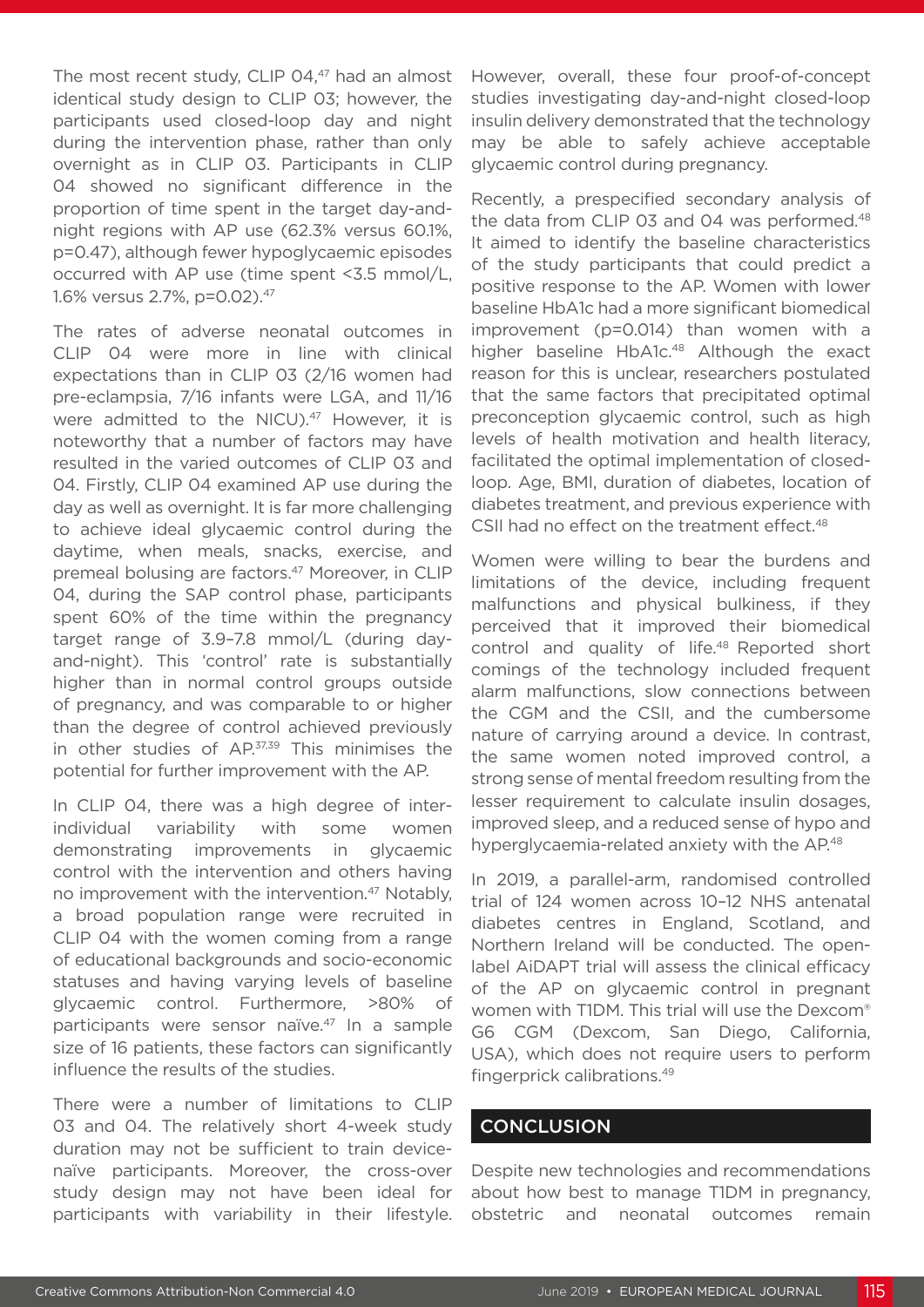The most recent study, CLIP 04,[47] had an almost identical study design to CLIP 03; however, the participants used closed-loop day and night during the intervention phase, rather than only overnight as in CLIP 03. Participants in CLIP 04 showed no significant difference in the proportion of time spent in the target day-and-night regions with AP use (62.3% versus 60.1%, p=0.47), although fewer hypoglycaemic episodes occurred with AP use (time spent <3.5 mmol/L, 1.6% versus 2.7%, p=0.02).[47]

The rates of adverse neonatal outcomes in CLIP 04 were more in line with clinical expectations than in CLIP 03 (2/16 women had pre-eclampsia, 7/16 infants were LGA, and 11/16 were admitted to the NICU).[47] However, it is noteworthy that a number of factors may have resulted in the varied outcomes of CLIP 03 and 04. Firstly, CLIP 04 examined AP use during the day as well as overnight. It is far more challenging to achieve ideal glycaemic control during the daytime, when meals, snacks, exercise, and premeal bolusing are factors.[47] Moreover, in CLIP 04, during the SAP control phase, participants spent 60% of the time within the pregnancy target range of 3.9–7.8 mmol/L (during day-and-night). This 'control' rate is substantially higher than in normal control groups outside of pregnancy, and was comparable to or higher than the degree of control achieved previously in other studies of AP.[37,39] This minimises the potential for further improvement with the AP.

In CLIP 04, there was a high degree of inter-individual variability with some women demonstrating improvements in glycaemic control with the intervention and others having no improvement with the intervention.[47] Notably, a broad population range were recruited in CLIP 04 with the women coming from a range of educational backgrounds and socio-economic statuses and having varying levels of baseline glycaemic control. Furthermore, >80% of participants were sensor naïve.[47] In a sample size of 16 patients, these factors can significantly influence the results of the studies.

There were a number of limitations to CLIP 03 and 04. The relatively short 4-week study duration may not be sufficient to train device-naïve participants. Moreover, the cross-over study design may not have been ideal for participants with variability in their lifestyle. However, overall, these four proof-of-concept studies investigating day-and-night closed-loop insulin delivery demonstrated that the technology may be able to safely achieve acceptable glycaemic control during pregnancy.

Recently, a prespecified secondary analysis of the data from CLIP 03 and 04 was performed.[48] It aimed to identify the baseline characteristics of the study participants that could predict a positive response to the AP. Women with lower baseline HbA1c had a more significant biomedical improvement (p=0.014) than women with a higher baseline HbA1c.[48] Although the exact reason for this is unclear, researchers postulated that the same factors that precipitated optimal preconception glycaemic control, such as high levels of health motivation and health literacy, facilitated the optimal implementation of closed-loop. Age, BMI, duration of diabetes, location of diabetes treatment, and previous experience with CSII had no effect on the treatment effect.[48]

Women were willing to bear the burdens and limitations of the device, including frequent malfunctions and physical bulkiness, if they perceived that it improved their biomedical control and quality of life.[48] Reported short comings of the technology included frequent alarm malfunctions, slow connections between the CGM and the CSII, and the cumbersome nature of carrying around a device. In contrast, the same women noted improved control, a strong sense of mental freedom resulting from the lesser requirement to calculate insulin dosages, improved sleep, and a reduced sense of hypo and hyperglycaemia-related anxiety with the AP.[48]

In 2019, a parallel-arm, randomised controlled trial of 124 women across 10–12 NHS antenatal diabetes centres in England, Scotland, and Northern Ireland will be conducted. The open-label AiDAPT trial will assess the clinical efficacy of the AP on glycaemic control in pregnant women with T1DM. This trial will use the Dexcom® G6 CGM (Dexcom, San Diego, California, USA), which does not require users to perform fingerprick calibrations.[49]

## CONCLUSION

Despite new technologies and recommendations about how best to manage T1DM in pregnancy, obstetric and neonatal outcomes remain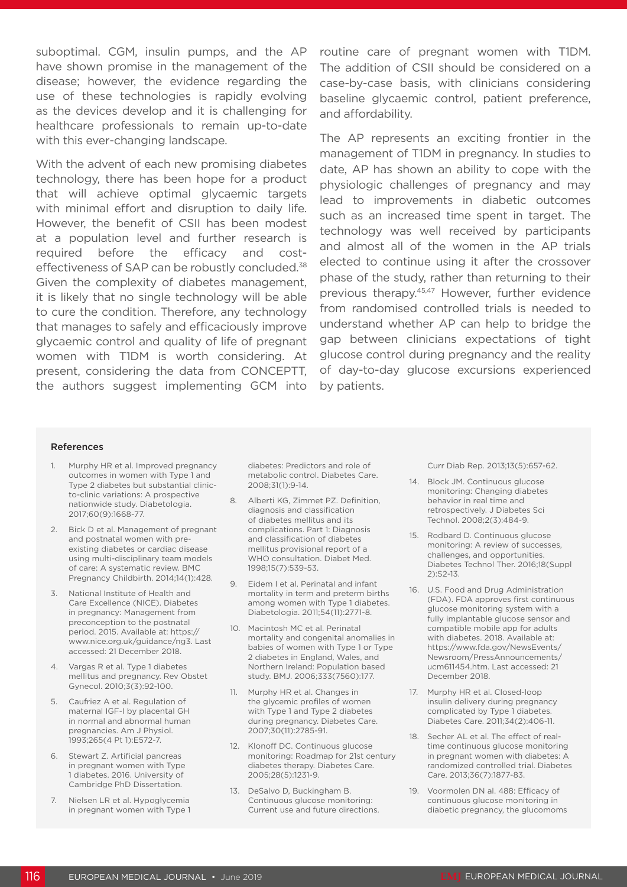suboptimal. CGM, insulin pumps, and the AP have shown promise in the management of the disease; however, the evidence regarding the use of these technologies is rapidly evolving as the devices develop and it is challenging for healthcare professionals to remain up-to-date with this ever-changing landscape.

With the advent of each new promising diabetes technology, there has been hope for a product that will achieve optimal glycaemic targets with minimal effort and disruption to daily life. However, the benefit of CSII has been modest at a population level and further research is required before the efficacy and cost-effectiveness of SAP can be robustly concluded.[38] Given the complexity of diabetes management, it is likely that no single technology will be able to cure the condition. Therefore, any technology that manages to safely and efficaciously improve glycaemic control and quality of life of pregnant women with T1DM is worth considering. At present, considering the data from CONCEPTT, the authors suggest implementing GCM into routine care of pregnant women with T1DM. The addition of CSII should be considered on a case-by-case basis, with clinicians considering baseline glycaemic control, patient preference, and affordability.

The AP represents an exciting frontier in the management of T1DM in pregnancy. In studies to date, AP has shown an ability to cope with the physiologic challenges of pregnancy and may lead to improvements in diabetic outcomes such as an increased time spent in target. The technology was well received by participants and almost all of the women in the AP trials elected to continue using it after the crossover phase of the study, rather than returning to their previous therapy.[45,47] However, further evidence from randomised controlled trials is needed to understand whether AP can help to bridge the gap between clinicians expectations of tight glucose control during pregnancy and the reality of day-to-day glucose excursions experienced by patients.

### References

1. Murphy HR et al. Improved pregnancy outcomes in women with Type 1 and Type 2 diabetes but substantial clinic-to-clinic variations: A prospective nationwide study. Diabetologia. 2017;60(9):1668-77.
2. Bick D et al. Management of pregnant and postnatal women with pre-existing diabetes or cardiac disease using multi-disciplinary team models of care: A systematic review. BMC Pregnancy Childbirth. 2014;14(1):428.
3. National Institute of Health and Care Excellence (NICE). Diabetes in pregnancy: Management from preconception to the postnatal period. 2015. Available at: https://www.nice.org.uk/guidance/ng3. Last accessed: 21 December 2018.
4. Vargas R et al. Type 1 diabetes mellitus and pregnancy. Rev Obstet Gynecol. 2010;3(3):92-100.
5. Caufriez A et al. Regulation of maternal IGF-I by placental GH in normal and abnormal human pregnancies. Am J Physiol. 1993;265(4 Pt 1):E572-7.
6. Stewart Z. Artificial pancreas in pregnant women with Type 1 diabetes. 2016. University of Cambridge PhD Dissertation.
7. Nielsen LR et al. Hypoglycemia in pregnant women with Type 1 diabetes: Predictors and role of metabolic control. Diabetes Care. 2008;31(1):9-14.
8. Alberti KG, Zimmet PZ. Definition, diagnosis and classification of diabetes mellitus and its complications. Part 1: Diagnosis and classification of diabetes mellitus provisional report of a WHO consultation. Diabet Med. 1998;15(7):539-53.
9. Eidem I et al. Perinatal and infant mortality in term and preterm births among women with Type 1 diabetes. Diabetologia. 2011;54(11):2771-8.
10. Macintosh MC et al. Perinatal mortality and congenital anomalies in babies of women with Type 1 or Type 2 diabetes in England, Wales, and Northern Ireland: Population based study. BMJ. 2006;333(7560):177.
11. Murphy HR et al. Changes in the glycemic profiles of women with Type 1 and Type 2 diabetes during pregnancy. Diabetes Care. 2007;30(11):2785-91.
12. Klonoff DC. Continuous glucose monitoring: Roadmap for 21st century diabetes therapy. Diabetes Care. 2005;28(5):1231-9.
13. DeSalvo D, Buckingham B. Continuous glucose monitoring: Current use and future directions. Curr Diab Rep. 2013;13(5):657-62.
14. Block JM. Continuous glucose monitoring: Changing diabetes behavior in real time and retrospectively. J Diabetes Sci Technol. 2008;2(3):484-9.
15. Rodbard D. Continuous glucose monitoring: A review of successes, challenges, and opportunities. Diabetes Technol Ther. 2016;18(Suppl 2):S2-13.
16. U.S. Food and Drug Administration (FDA). FDA approves first continuous glucose monitoring system with a fully implantable glucose sensor and compatible mobile app for adults with diabetes. 2018. Available at: https://www.fda.gov/NewsEvents/Newsroom/PressAnnouncements/ucm611454.htm. Last accessed: 21 December 2018.
17. Murphy HR et al. Closed-loop insulin delivery during pregnancy complicated by Type 1 diabetes. Diabetes Care. 2011;34(2):406-11.
18. Secher AL et al. The effect of real-time continuous glucose monitoring in pregnant women with diabetes: A randomized controlled trial. Diabetes Care. 2013;36(7):1877-83.
19. Voormolen DN al. 488: Efficacy of continuous glucose monitoring in diabetic pregnancy, the glucomoms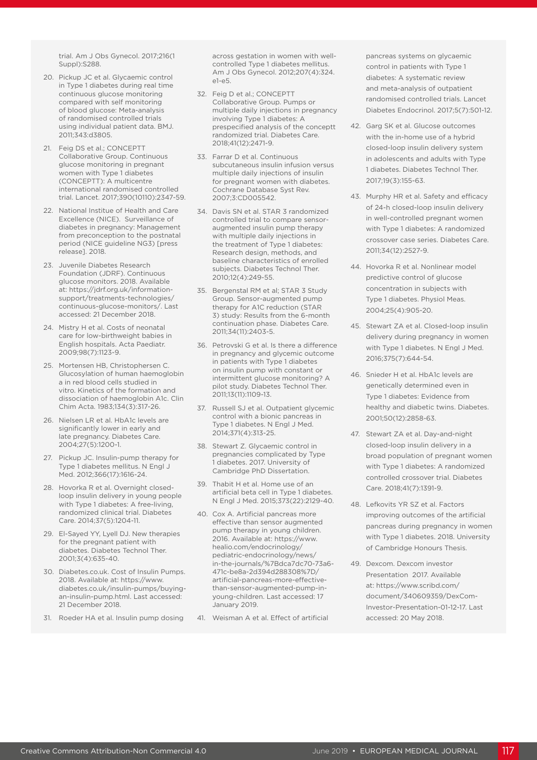trial. Am J Obs Gynecol. 2017;216(1 Suppl):S288.

20. Pickup JC et al. Glycaemic control in Type 1 diabetes during real time continuous glucose monitoring compared with self monitoring of blood glucose: Meta-analysis of randomised controlled trials using individual patient data. BMJ. 2011;343:d3805.
21. Feig DS et al.; CONCEPTT Collaborative Group. Continuous glucose monitoring in pregnant women with Type 1 diabetes (CONCEPTT): A multicentre international randomised controlled trial. Lancet. 2017;390(10110):2347-59.
22. National Institue of Health and Care Excellence (NICE). Surveillance of diabetes in pregnancy: Management from preconception to the postnatal period (NICE guideline NG3) [press release]. 2018.
23. Juvenile Diabetes Research Foundation (JDRF). Continuous glucose monitors. 2018. Available at: https://jdrf.org.uk/information-support/treatments-technologies/continuous-glucose-monitors/. Last accessed: 21 December 2018.
24. Mistry H et al. Costs of neonatal care for low-birthweight babies in English hospitals. Acta Paediatr. 2009;98(7):1123-9.
25. Mortensen HB, Christophersen C. Glucosylation of human haemoglobin a in red blood cells studied in vitro. Kinetics of the formation and dissociation of haemoglobin A1c. Clin Chim Acta. 1983;134(3):317-26.
26. Nielsen LR et al. HbA1c levels are significantly lower in early and late pregnancy. Diabetes Care. 2004;27(5):1200-1.
27. Pickup JC. Insulin-pump therapy for Type 1 diabetes mellitus. N Engl J Med. 2012;366(17):1616-24.
28. Hovorka R et al. Overnight closed-loop insulin delivery in young people with Type 1 diabetes: A free-living, randomized clinical trial. Diabetes Care. 2014;37(5):1204-11.
29. El-Sayed YY, Lyell DJ. New therapies for the pregnant patient with diabetes. Diabetes Technol Ther. 2001;3(4):635-40.
30. Diabetes.co.uk. Cost of Insulin Pumps. 2018. Available at: https://www.diabetes.co.uk/insulin-pumps/buying-an-insulin-pump.html. Last accessed: 21 December 2018.
31. Roeder HA et al. Insulin pump dosing across gestation in women with well-controlled Type 1 diabetes mellitus. Am J Obs Gynecol. 2012;207(4):324.e1-e5.
32. Feig D et al.; CONCEPTT Collaborative Group. Pumps or multiple daily injections in pregnancy involving Type 1 diabetes: A prespecified analysis of the conceptt randomized trial. Diabetes Care. 2018;41(12):2471-9.
33. Farrar D et al. Continuous subcutaneous insulin infusion versus multiple daily injections of insulin for pregnant women with diabetes. Cochrane Database Syst Rev. 2007;3:CD005542.
34. Davis SN et al. STAR 3 randomized controlled trial to compare sensor-augmented insulin pump therapy with multiple daily injections in the treatment of Type 1 diabetes: Research design, methods, and baseline characteristics of enrolled subjects. Diabetes Technol Ther. 2010;12(4):249-55.
35. Bergenstal RM et al; STAR 3 Study Group. Sensor-augmented pump therapy for A1C reduction (STAR 3) study: Results from the 6-month continuation phase. Diabetes Care. 2011;34(11):2403-5.
36. Petrovski G et al. Is there a difference in pregnancy and glycemic outcome in patients with Type 1 diabetes on insulin pump with constant or intermittent glucose monitoring? A pilot study. Diabetes Technol Ther. 2011;13(11):1109-13.
37. Russell SJ et al. Outpatient glycemic control with a bionic pancreas in Type 1 diabetes. N Engl J Med. 2014;371(4):313-25.
38. Stewart Z. Glycaemic control in pregnancies complicated by Type 1 diabetes. 2017. University of Cambridge PhD Dissertation.
39. Thabit H et al. Home use of an artificial beta cell in Type 1 diabetes. N Engl J Med. 2015;373(22):2129-40.
40. Cox A. Artificial pancreas more effective than sensor augmented pump therapy in young children. 2016. Available at: https://www.healio.com/endocrinology/pediatric-endocrinology/news/in-the-journals/%7Bdca7dc70-73a6-471c-be8a-2d394d288308%7D/artificial-pancreas-more-effective-than-sensor-augmented-pump-in-young-children. Last accessed: 17 January 2019.
41. Weisman A et al. Effect of artificial pancreas systems on glycaemic control in patients with Type 1 diabetes: A systematic review and meta-analysis of outpatient randomised controlled trials. Lancet Diabetes Endocrinol. 2017;5(7):501-12.
42. Garg SK et al. Glucose outcomes with the in-home use of a hybrid closed-loop insulin delivery system in adolescents and adults with Type 1 diabetes. Diabetes Technol Ther. 2017;19(3):155-63.
43. Murphy HR et al. Safety and efficacy of 24-h closed-loop insulin delivery in well-controlled pregnant women with Type 1 diabetes: A randomized crossover case series. Diabetes Care. 2011;34(12):2527-9.
44. Hovorka R et al. Nonlinear model predictive control of glucose concentration in subjects with Type 1 diabetes. Physiol Meas. 2004;25(4):905-20.
45. Stewart ZA et al. Closed-loop insulin delivery during pregnancy in women with Type 1 diabetes. N Engl J Med. 2016;375(7):644-54.
46. Snieder H et al. HbA1c levels are genetically determined even in Type 1 diabetes: Evidence from healthy and diabetic twins. Diabetes. 2001;50(12):2858-63.
47. Stewart ZA et al. Day-and-night closed-loop insulin delivery in a broad population of pregnant women with Type 1 diabetes: A randomized controlled crossover trial. Diabetes Care. 2018;41(7):1391-9.
48. Lefkovits YR SZ et al. Factors improving outcomes of the artificial pancreas during pregnancy in women with Type 1 diabetes. 2018. University of Cambridge Honours Thesis.
49. Dexcom. Dexcom investor Presentation 2017. Available at: https://www.scribd.com/document/340609359/DexCom-Investor-Presentation-01-12-17. Last accessed: 20 May 2018.